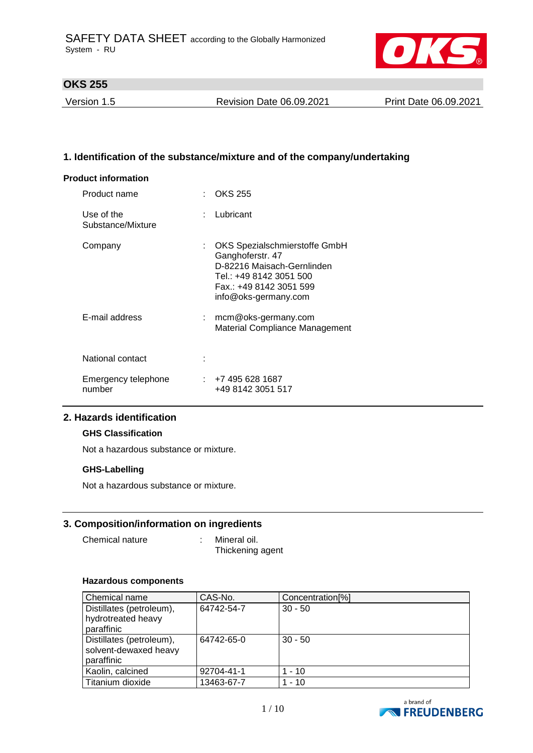SAFETY DATA SHEET according to the Globally Harmonized System - RU

# OKS 255

Version 1.5 | Revision Date 06.09.2021 | Print Date 06.09.2021

## 1. Identification of the substance/mixture and of the company/undertaking

### Product information

Product name : OKS 255

Use of the Substance/Mixture : Lubricant

Company : OKS Spezialschmierstoffe GmbH
Ganghoferstr. 47
D-82216 Maisach-Gernlinden
Tel.: +49 8142 3051 500
Fax.: +49 8142 3051 599
info@oks-germany.com

E-mail address : mcm@oks-germany.com
Material Compliance Management

National contact :

Emergency telephone number : +7 495 628 1687
+49 8142 3051 517

## 2. Hazards identification

### GHS Classification

Not a hazardous substance or mixture.

### GHS-Labelling

Not a hazardous substance or mixture.

## 3. Composition/information on ingredients

Chemical nature : Mineral oil.
Thickening agent

### Hazardous components

| Chemical name | CAS-No. | Concentration[%] |
|---|---|---|
| Distillates (petroleum), hydrotreated heavy paraffinic | 64742-54-7 | 30 - 50 |
| Distillates (petroleum), solvent-dewaxed heavy paraffinic | 64742-65-0 | 30 - 50 |
| Kaolin, calcined | 92704-41-1 | 1 - 10 |
| Titanium dioxide | 13463-67-7 | 1 - 10 |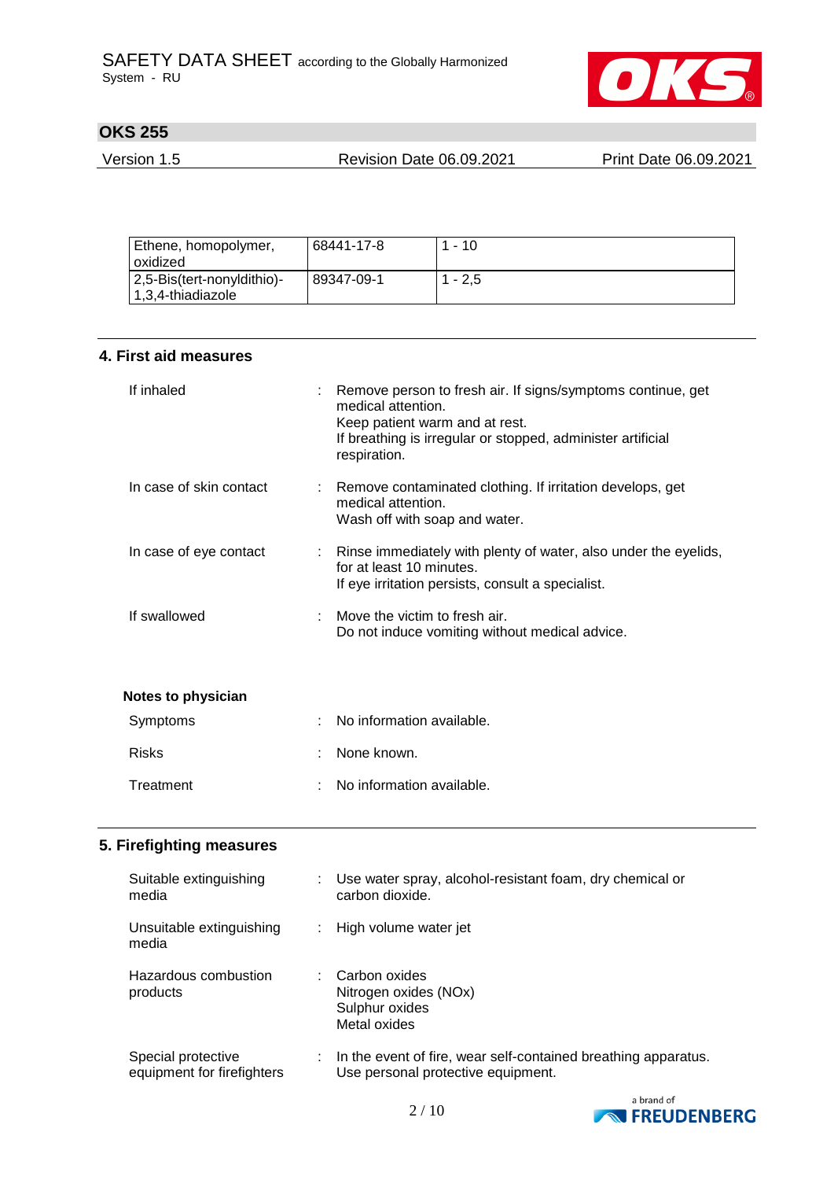| Ethene, homopolymer, oxidized | 68441-17-8 | 1 - 10 |
|---|---|---|
| 2,5-Bis(tert-nonyldithio)-1,3,4-thiadiazole | 89347-09-1 | 1 - 2,5 |

## 4. First aid measures

If inhaled : Remove person to fresh air. If signs/symptoms continue, get medical attention.
Keep patient warm and at rest.
If breathing is irregular or stopped, administer artificial respiration.

In case of skin contact : Remove contaminated clothing. If irritation develops, get medical attention.
Wash off with soap and water.

In case of eye contact : Rinse immediately with plenty of water, also under the eyelids, for at least 10 minutes.
If eye irritation persists, consult a specialist.

If swallowed : Move the victim to fresh air.
Do not induce vomiting without medical advice.

**Notes to physician**

Symptoms : No information available.

Risks : None known.

Treatment : No information available.

## 5. Firefighting measures

Suitable extinguishing media : Use water spray, alcohol-resistant foam, dry chemical or carbon dioxide.

Unsuitable extinguishing media : High volume water jet

Hazardous combustion products : Carbon oxides
Nitrogen oxides (NOx)
Sulphur oxides
Metal oxides

Special protective equipment for firefighters : In the event of fire, wear self-contained breathing apparatus.
Use personal protective equipment.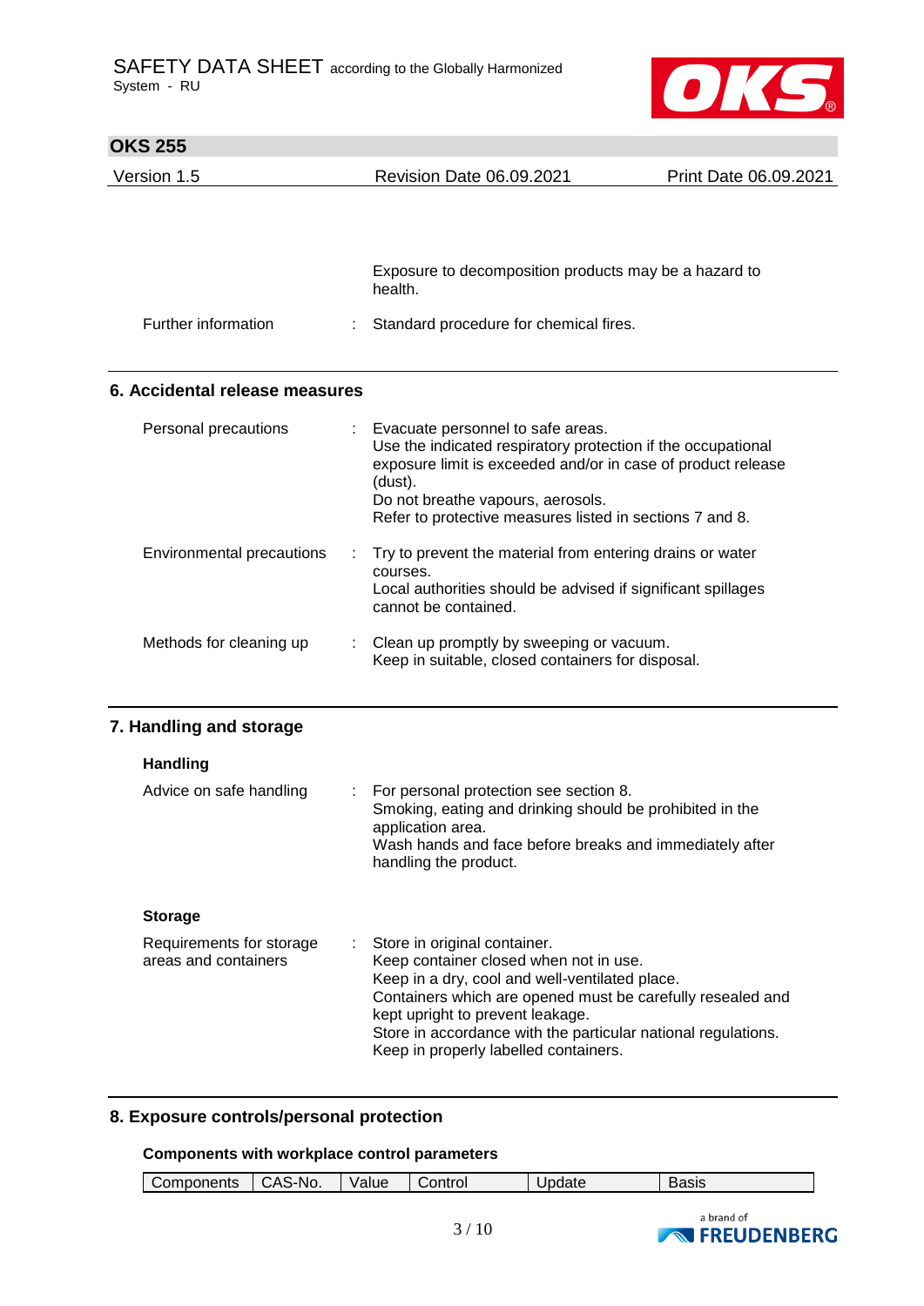|  |  |
|---|---|
|  | Exposure to decomposition products may be a hazard to health. |
| Further information | : Standard procedure for chemical fires. |

## 6. Accidental release measures

| | |
|---|---|
| Personal precautions | : Evacuate personnel to safe areas.<br>Use the indicated respiratory protection if the occupational exposure limit is exceeded and/or in case of product release (dust).<br>Do not breathe vapours, aerosols.<br>Refer to protective measures listed in sections 7 and 8. |
| Environmental precautions | : Try to prevent the material from entering drains or water courses.<br>Local authorities should be advised if significant spillages cannot be contained. |
| Methods for cleaning up | : Clean up promptly by sweeping or vacuum.<br>Keep in suitable, closed containers for disposal. |

## 7. Handling and storage

### Handling

| | |
|---|---|
| Advice on safe handling | : For personal protection see section 8.<br>Smoking, eating and drinking should be prohibited in the application area.<br>Wash hands and face before breaks and immediately after handling the product. |

### Storage

| | |
|---|---|
| Requirements for storage areas and containers | : Store in original container.<br>Keep container closed when not in use.<br>Keep in a dry, cool and well-ventilated place.<br>Containers which are opened must be carefully resealed and kept upright to prevent leakage.<br>Store in accordance with the particular national regulations.<br>Keep in properly labelled containers. |

## 8. Exposure controls/personal protection

### Components with workplace control parameters

| Components | CAS-No. | Value | Control | Update | Basis |
|---|---|---|---|---|---|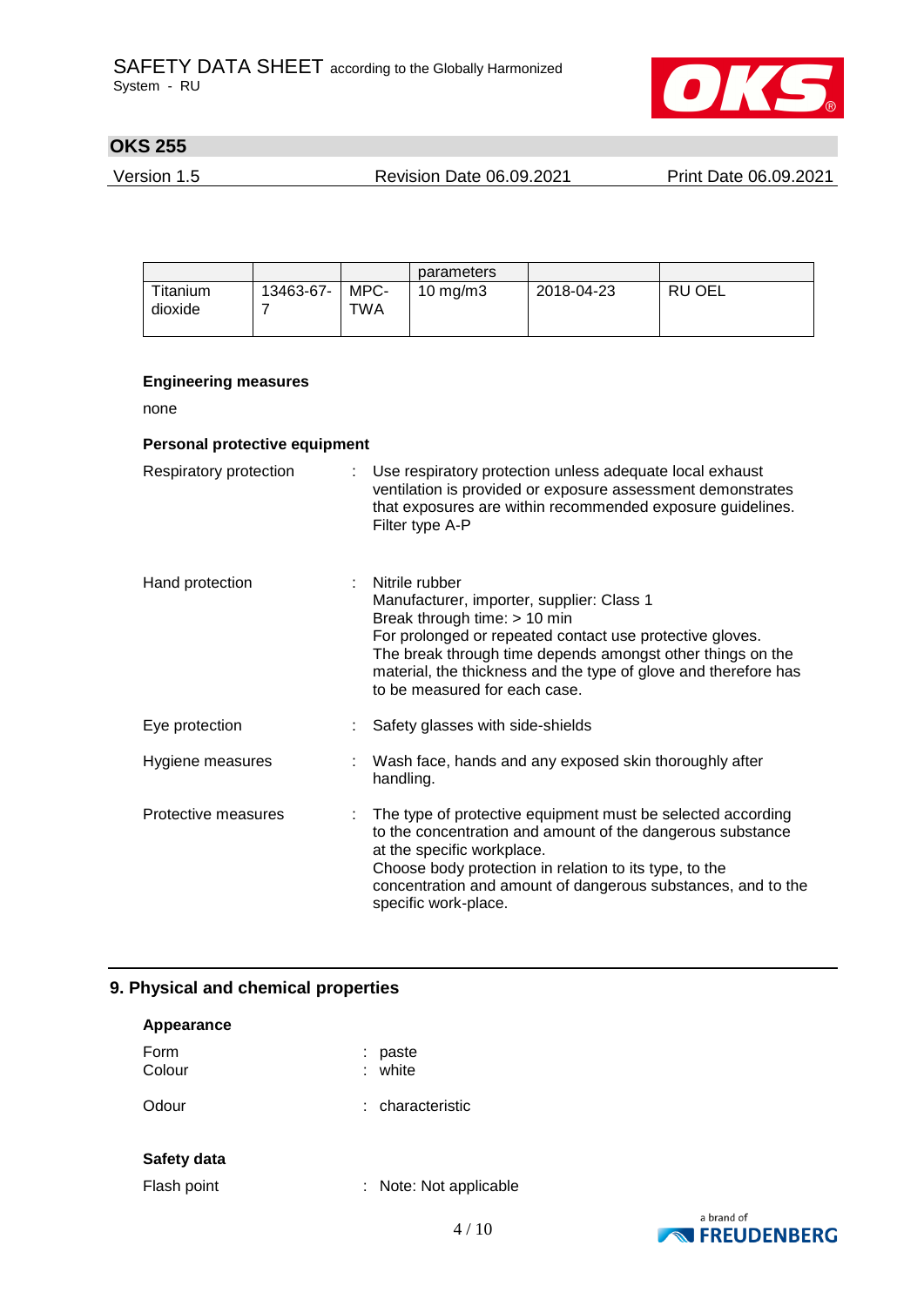| | | | parameters | | |
|---|---|---|---|---|---|
| Titanium dioxide | 13463-67-7 | MPC-TWA | 10 mg/m3 | 2018-04-23 | RU OEL |

**Engineering measures**

none

**Personal protective equipment**

Respiratory protection : Use respiratory protection unless adequate local exhaust ventilation is provided or exposure assessment demonstrates that exposures are within recommended exposure guidelines. Filter type A-P

Hand protection : Nitrile rubber
Manufacturer, importer, supplier: Class 1
Break through time: > 10 min
For prolonged or repeated contact use protective gloves.
The break through time depends amongst other things on the material, the thickness and the type of glove and therefore has to be measured for each case.

Eye protection : Safety glasses with side-shields

Hygiene measures : Wash face, hands and any exposed skin thoroughly after handling.

Protective measures : The type of protective equipment must be selected according to the concentration and amount of the dangerous substance at the specific workplace.
Choose body protection in relation to its type, to the concentration and amount of dangerous substances, and to the specific work-place.

## 9. Physical and chemical properties

**Appearance**

Form : paste
Colour : white

Odour : characteristic

**Safety data**

Flash point : Note: Not applicable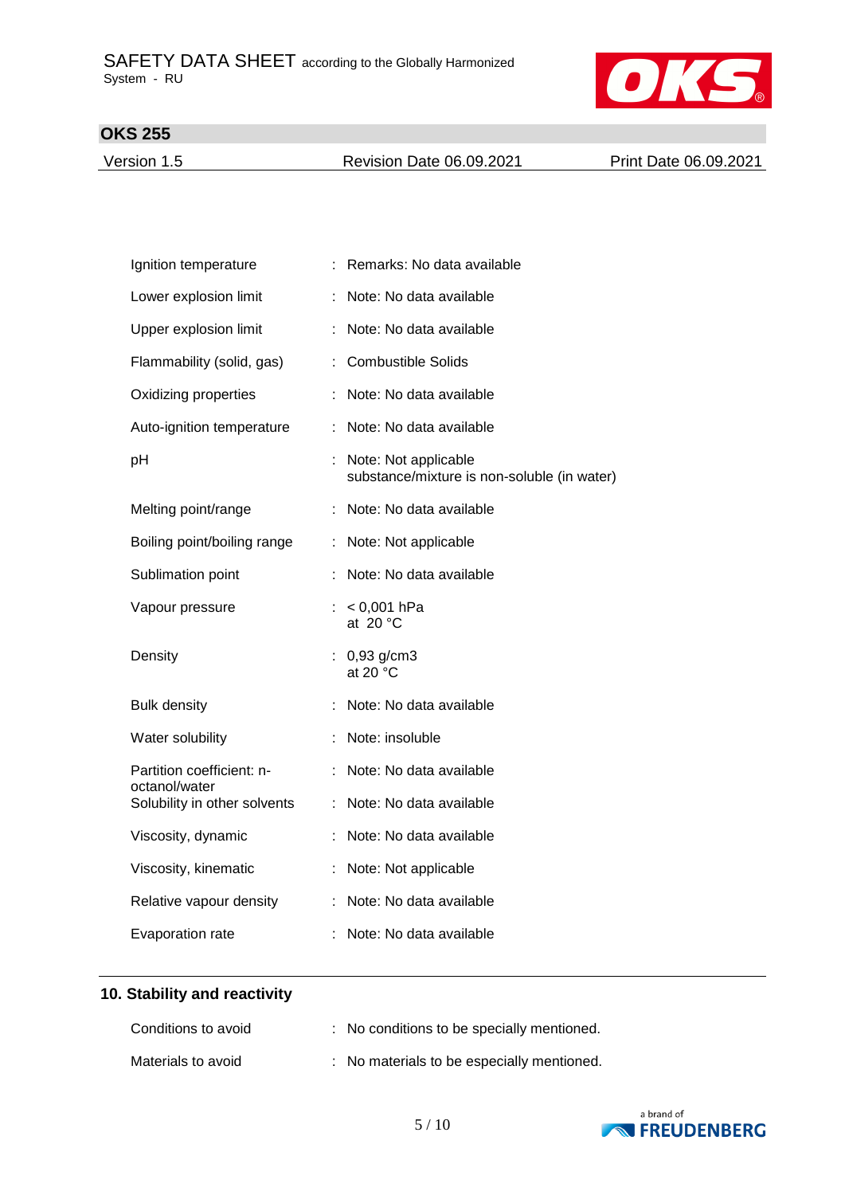| | |
|---|---|
| Ignition temperature | : Remarks: No data available |
| Lower explosion limit | : Note: No data available |
| Upper explosion limit | : Note: No data available |
| Flammability (solid, gas) | : Combustible Solids |
| Oxidizing properties | : Note: No data available |
| Auto-ignition temperature | : Note: No data available |
| pH | : Note: Not applicable<br>substance/mixture is non-soluble (in water) |
| Melting point/range | : Note: No data available |
| Boiling point/boiling range | : Note: Not applicable |
| Sublimation point | : Note: No data available |
| Vapour pressure | : < 0,001 hPa<br>at 20 °C |
| Density | : 0,93 g/cm3<br>at 20 °C |
| Bulk density | : Note: No data available |
| Water solubility | : Note: insoluble |
| Partition coefficient: n-octanol/water | : Note: No data available |
| Solubility in other solvents | : Note: No data available |
| Viscosity, dynamic | : Note: No data available |
| Viscosity, kinematic | : Note: Not applicable |
| Relative vapour density | : Note: No data available |
| Evaporation rate | : Note: No data available |

## 10. Stability and reactivity

| | |
|---|---|
| Conditions to avoid | : No conditions to be specially mentioned. |
| Materials to avoid | : No materials to be especially mentioned. |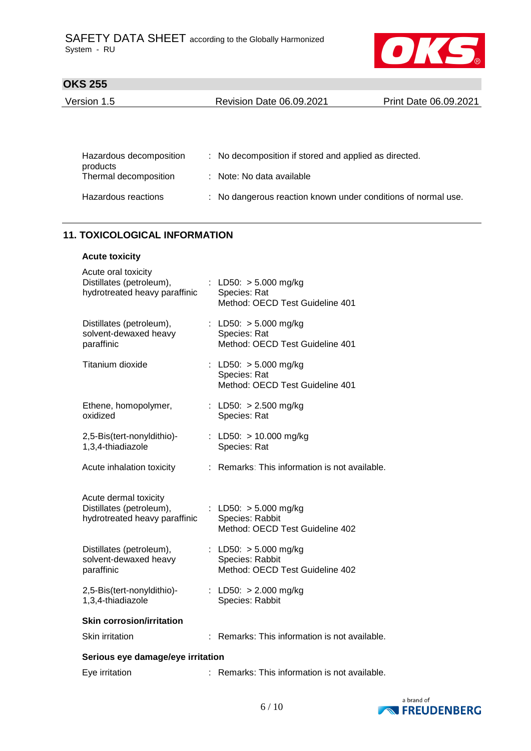Hazardous decomposition products : No decomposition if stored and applied as directed.

Thermal decomposition : Note: No data available

Hazardous reactions : No dangerous reaction known under conditions of normal use.

## 11. TOXICOLOGICAL INFORMATION

### Acute toxicity

**Acute oral toxicity**

Distillates (petroleum), hydrotreated heavy paraffinic : LD50: > 5.000 mg/kg
Species: Rat
Method: OECD Test Guideline 401

Distillates (petroleum), solvent-dewaxed heavy paraffinic : LD50: > 5.000 mg/kg
Species: Rat
Method: OECD Test Guideline 401

Titanium dioxide : LD50: > 5.000 mg/kg
Species: Rat
Method: OECD Test Guideline 401

Ethene, homopolymer, oxidized : LD50: > 2.500 mg/kg
Species: Rat

2,5-Bis(tert-nonyldithio)-1,3,4-thiadiazole : LD50: > 10.000 mg/kg
Species: Rat

Acute inhalation toxicity : Remarks: This information is not available.

**Acute dermal toxicity**

Distillates (petroleum), hydrotreated heavy paraffinic : LD50: > 5.000 mg/kg
Species: Rabbit
Method: OECD Test Guideline 402

Distillates (petroleum), solvent-dewaxed heavy paraffinic : LD50: > 5.000 mg/kg
Species: Rabbit
Method: OECD Test Guideline 402

2,5-Bis(tert-nonyldithio)-1,3,4-thiadiazole : LD50: > 2.000 mg/kg
Species: Rabbit

### Skin corrosion/irritation

Skin irritation : Remarks: This information is not available.

### Serious eye damage/eye irritation

Eye irritation : Remarks: This information is not available.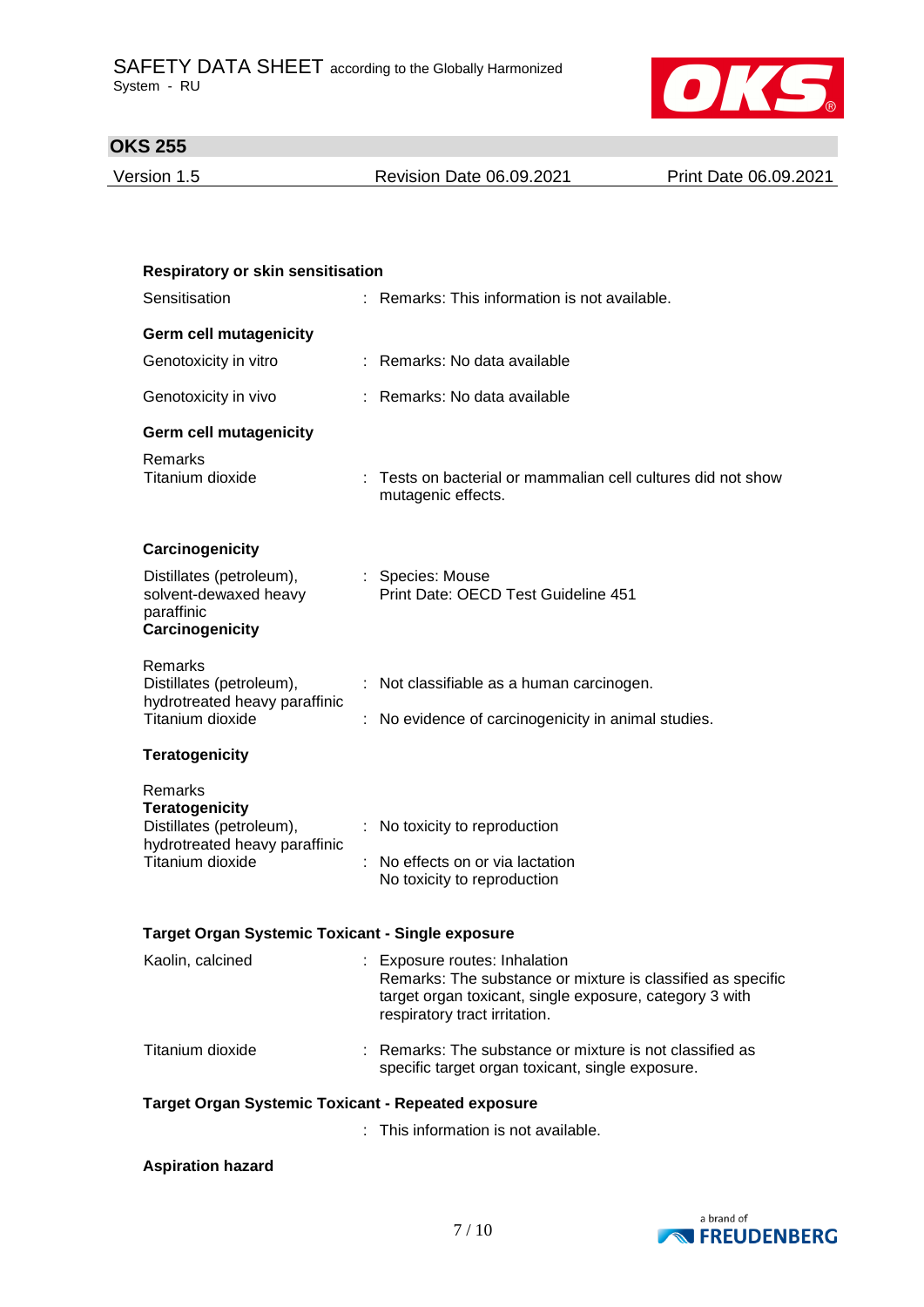**Respiratory or skin sensitisation**

Sensitisation : Remarks: This information is not available.

**Germ cell mutagenicity**

Genotoxicity in vitro : Remarks: No data available

Genotoxicity in vivo : Remarks: No data available

**Germ cell mutagenicity**

Remarks
Titanium dioxide : Tests on bacterial or mammalian cell cultures did not show mutagenic effects.

**Carcinogenicity**

Distillates (petroleum), solvent-dewaxed heavy paraffinic : Species: Mouse
Print Date: OECD Test Guideline 451

**Carcinogenicity**

Remarks
Distillates (petroleum), hydrotreated heavy paraffinic : Not classifiable as a human carcinogen.
Titanium dioxide : No evidence of carcinogenicity in animal studies.

**Teratogenicity**

Remarks
**Teratogenicity**
Distillates (petroleum), hydrotreated heavy paraffinic : No toxicity to reproduction
Titanium dioxide : No effects on or via lactation
No toxicity to reproduction

**Target Organ Systemic Toxicant - Single exposure**

Kaolin, calcined : Exposure routes: Inhalation
Remarks: The substance or mixture is classified as specific target organ toxicant, single exposure, category 3 with respiratory tract irritation.

Titanium dioxide : Remarks: The substance or mixture is not classified as specific target organ toxicant, single exposure.

**Target Organ Systemic Toxicant - Repeated exposure**

: This information is not available.

**Aspiration hazard**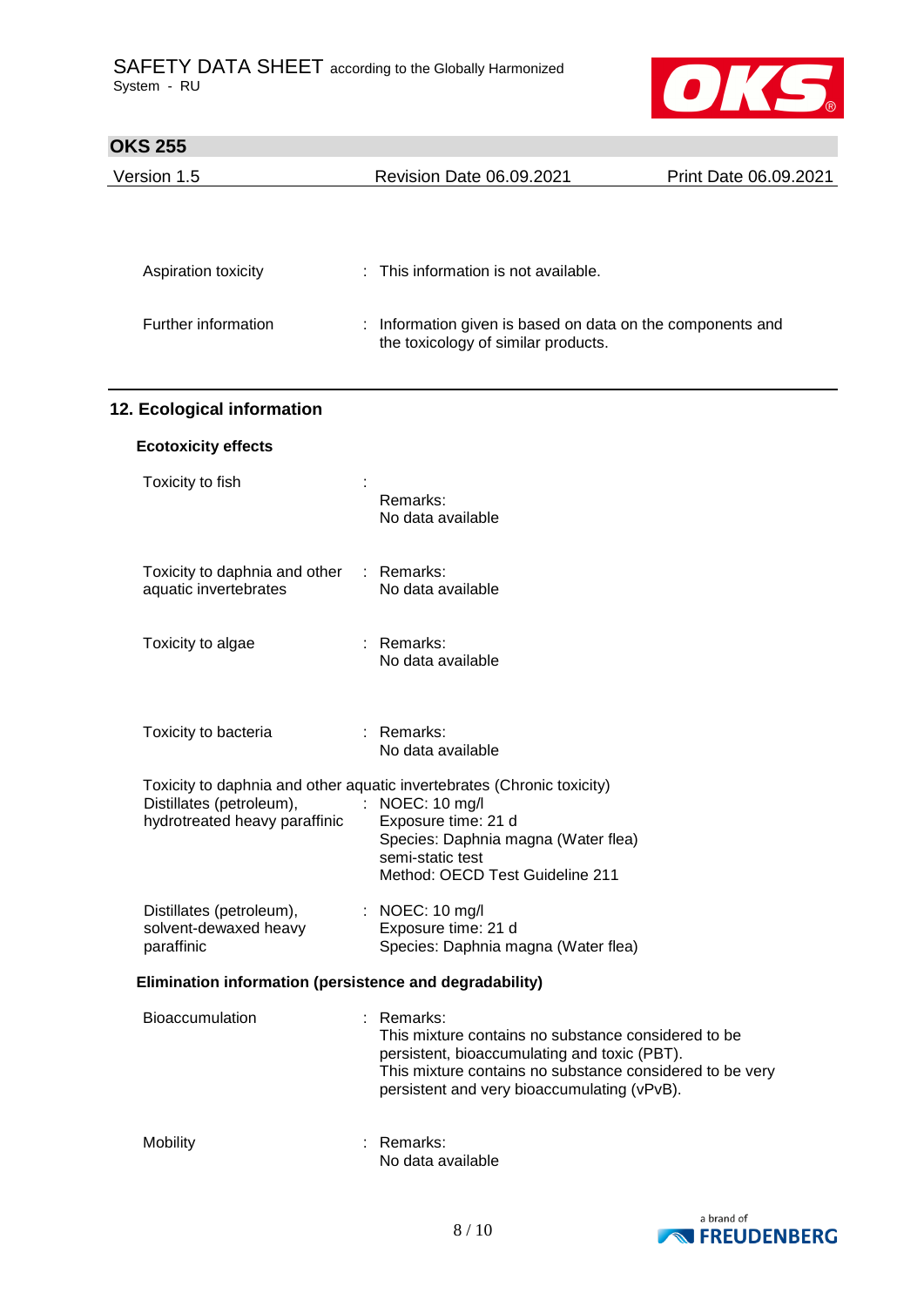Aspiration toxicity : This information is not available.

Further information : Information given is based on data on the components and the toxicology of similar products.

## 12. Ecological information

### Ecotoxicity effects

Toxicity to fish :
Remarks:
No data available

Toxicity to daphnia and other aquatic invertebrates : Remarks:
No data available

Toxicity to algae : Remarks:
No data available

Toxicity to bacteria : Remarks:
No data available

Toxicity to daphnia and other aquatic invertebrates (Chronic toxicity)

Distillates (petroleum), hydrotreated heavy paraffinic : NOEC: 10 mg/l
Exposure time: 21 d
Species: Daphnia magna (Water flea)
semi-static test
Method: OECD Test Guideline 211

Distillates (petroleum), solvent-dewaxed heavy paraffinic : NOEC: 10 mg/l
Exposure time: 21 d
Species: Daphnia magna (Water flea)

### Elimination information (persistence and degradability)

Bioaccumulation : Remarks:
This mixture contains no substance considered to be persistent, bioaccumulating and toxic (PBT).
This mixture contains no substance considered to be very persistent and very bioaccumulating (vPvB).

Mobility : Remarks:
No data available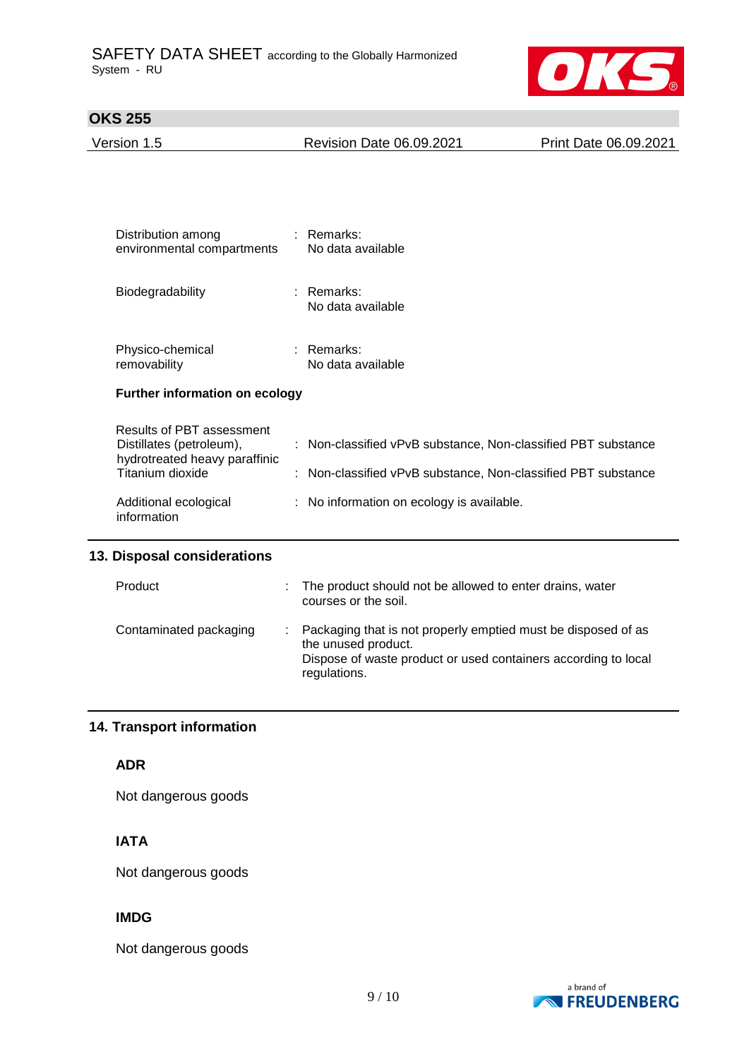| | | |
|---|---|---|
| Distribution among environmental compartments | : | Remarks: No data available |
| Biodegradability | : | Remarks: No data available |
| Physico-chemical removability | : | Remarks: No data available |

**Further information on ecology**

| | | |
|---|---|---|
| Results of PBT assessment Distillates (petroleum), hydrotreated heavy paraffinic | : | Non-classified vPvB substance, Non-classified PBT substance |
| Titanium dioxide | : | Non-classified vPvB substance, Non-classified PBT substance |
| Additional ecological information | : | No information on ecology is available. |

## 13. Disposal considerations

| | | |
|---|---|---|
| Product | : | The product should not be allowed to enter drains, water courses or the soil. |
| Contaminated packaging | : | Packaging that is not properly emptied must be disposed of as the unused product. Dispose of waste product or used containers according to local regulations. |

## 14. Transport information

**ADR**

Not dangerous goods

**IATA**

Not dangerous goods

**IMDG**

Not dangerous goods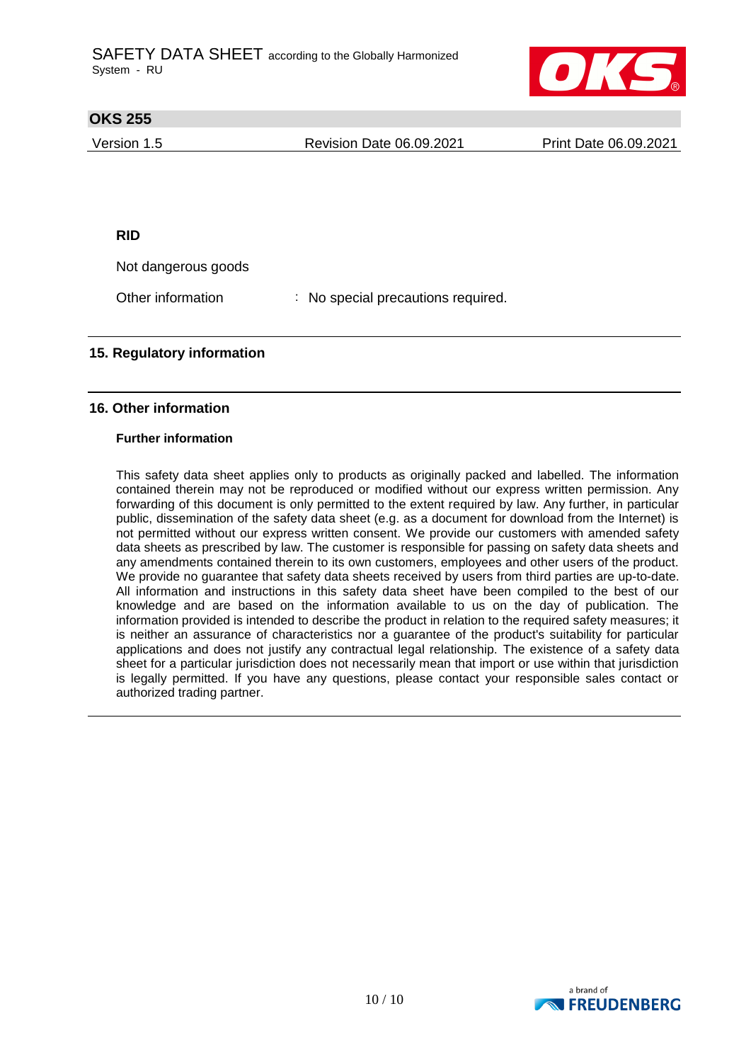**RID**

Not dangerous goods

Other information : No special precautions required.

## 15. Regulatory information

## 16. Other information

**Further information**

This safety data sheet applies only to products as originally packed and labelled. The information contained therein may not be reproduced or modified without our express written permission. Any forwarding of this document is only permitted to the extent required by law. Any further, in particular public, dissemination of the safety data sheet (e.g. as a document for download from the Internet) is not permitted without our express written consent. We provide our customers with amended safety data sheets as prescribed by law. The customer is responsible for passing on safety data sheets and any amendments contained therein to its own customers, employees and other users of the product. We provide no guarantee that safety data sheets received by users from third parties are up-to-date. All information and instructions in this safety data sheet have been compiled to the best of our knowledge and are based on the information available to us on the day of publication. The information provided is intended to describe the product in relation to the required safety measures; it is neither an assurance of characteristics nor a guarantee of the product's suitability for particular applications and does not justify any contractual legal relationship. The existence of a safety data sheet for a particular jurisdiction does not necessarily mean that import or use within that jurisdiction is legally permitted. If you have any questions, please contact your responsible sales contact or authorized trading partner.